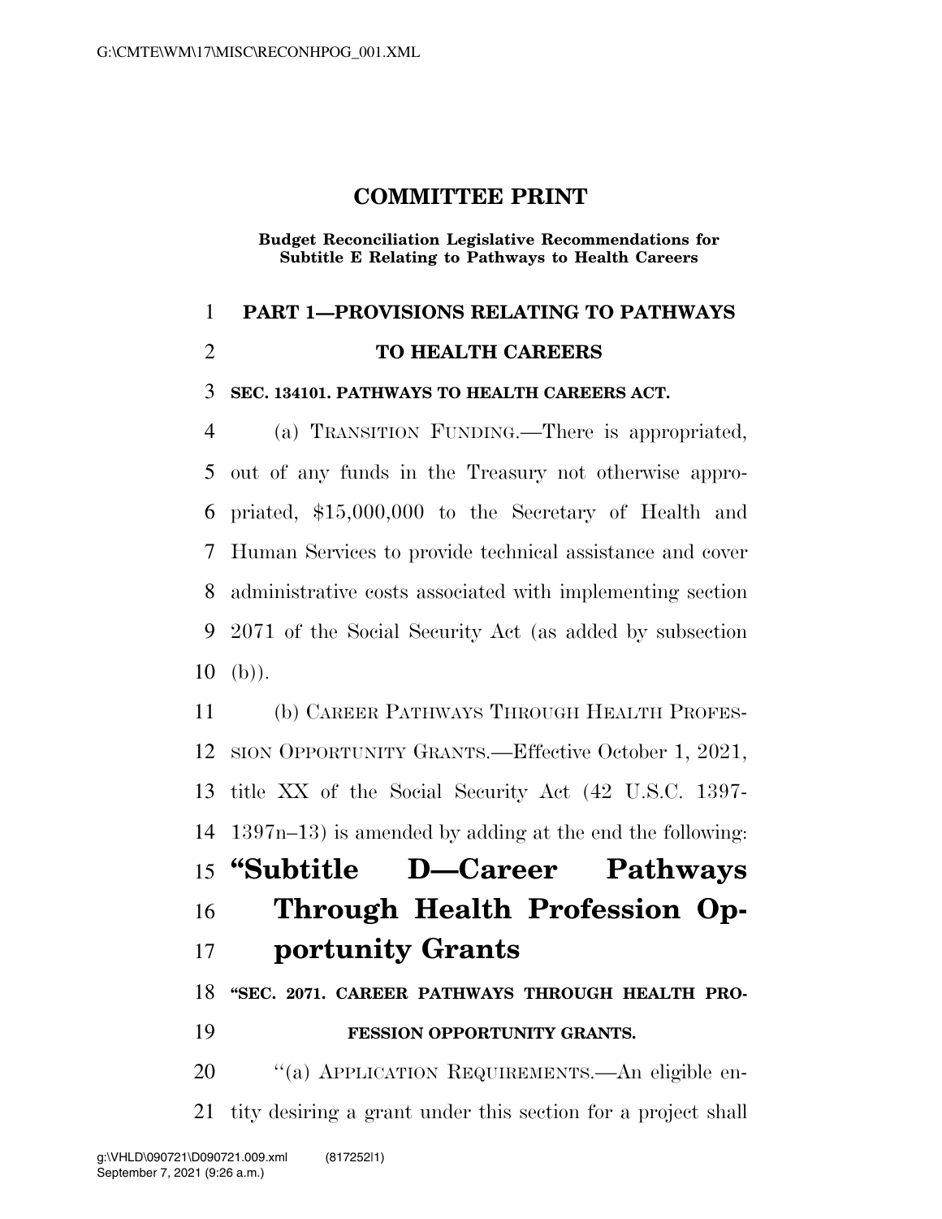# COMMITTEE PRINT

**Budget Reconciliation Legislative Recommendations for Subtitle E Relating to Pathways to Health Careers**

## PART 1—PROVISIONS RELATING TO PATHWAYS TO HEALTH CAREERS

### SEC. 134101. PATHWAYS TO HEALTH CAREERS ACT.

(a) TRANSITION FUNDING.—There is appropriated, out of any funds in the Treasury not otherwise appropriated, $15,000,000 to the Secretary of Health and Human Services to provide technical assistance and cover administrative costs associated with implementing section 2071 of the Social Security Act (as added by subsection (b)).

(b) CAREER PATHWAYS THROUGH HEALTH PROFESSION OPPORTUNITY GRANTS.—Effective October 1, 2021, title XX of the Social Security Act (42 U.S.C. 1397-1397n–13) is amended by adding at the end the following:

## "Subtitle D—Career Pathways Through Health Profession Opportunity Grants

### "SEC. 2071. CAREER PATHWAYS THROUGH HEALTH PROFESSION OPPORTUNITY GRANTS.

"(a) APPLICATION REQUIREMENTS.—An eligible entity desiring a grant under this section for a project shall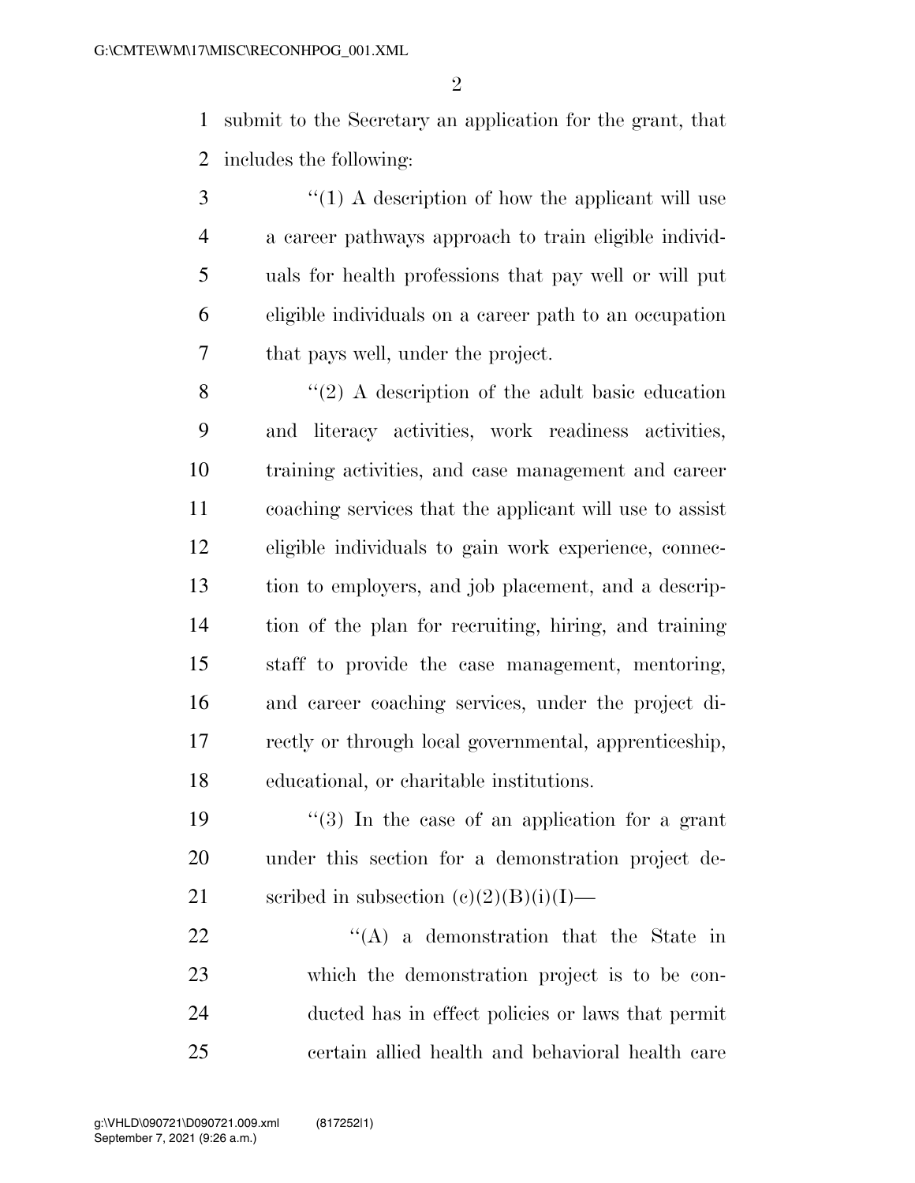submit to the Secretary an application for the grant, that includes the following:

"(1) A description of how the applicant will use a career pathways approach to train eligible individuals for health professions that pay well or will put eligible individuals on a career path to an occupation that pays well, under the project.

"(2) A description of the adult basic education and literacy activities, work readiness activities, training activities, and case management and career coaching services that the applicant will use to assist eligible individuals to gain work experience, connection to employers, and job placement, and a description of the plan for recruiting, hiring, and training staff to provide the case management, mentoring, and career coaching services, under the project directly or through local governmental, apprenticeship, educational, or charitable institutions.

"(3) In the case of an application for a grant under this section for a demonstration project described in subsection (c)(2)(B)(i)(I)—

"(A) a demonstration that the State in which the demonstration project is to be conducted has in effect policies or laws that permit certain allied health and behavioral health care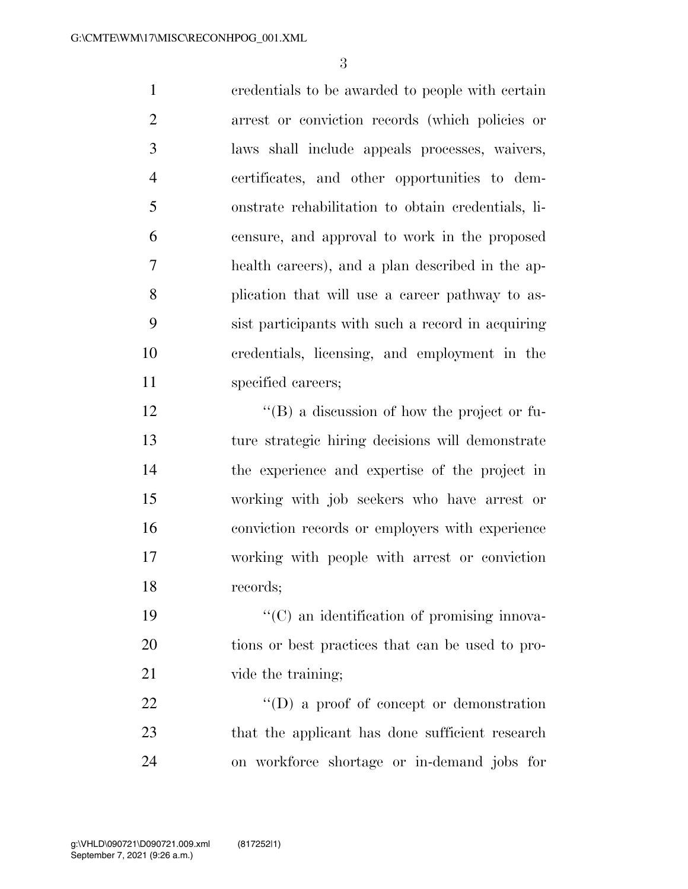credentials to be awarded to people with certain arrest or conviction records (which policies or laws shall include appeals processes, waivers, certificates, and other opportunities to demonstrate rehabilitation to obtain credentials, licensure, and approval to work in the proposed health careers), and a plan described in the application that will use a career pathway to assist participants with such a record in acquiring credentials, licensing, and employment in the specified careers;

"(B) a discussion of how the project or future strategic hiring decisions will demonstrate the experience and expertise of the project in working with job seekers who have arrest or conviction records or employers with experience working with people with arrest or conviction records;

"(C) an identification of promising innovations or best practices that can be used to provide the training;

"(D) a proof of concept or demonstration that the applicant has done sufficient research on workforce shortage or in-demand jobs for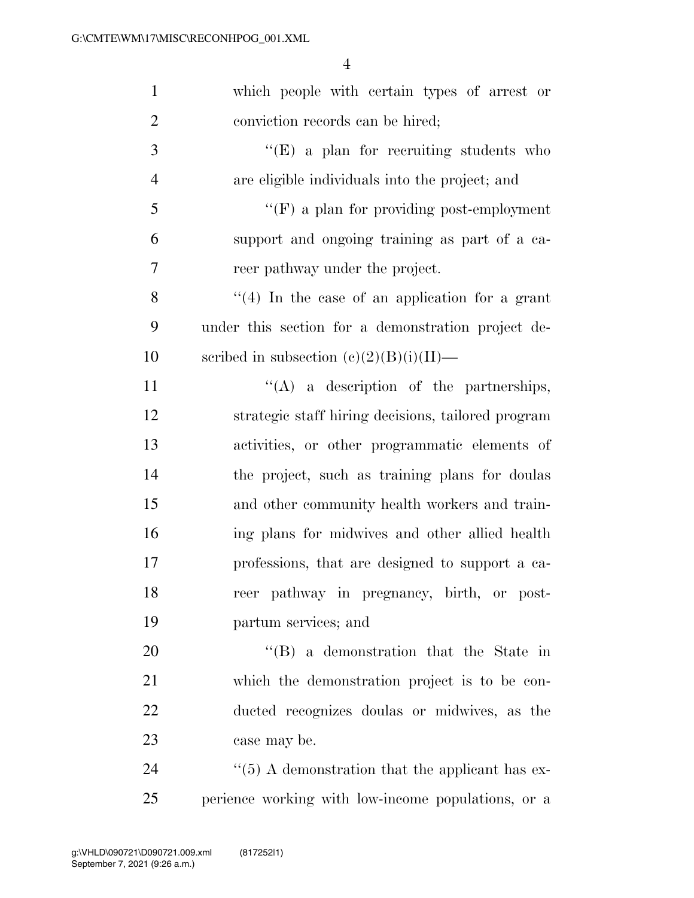which people with certain types of arrest or conviction records can be hired;

"(E) a plan for recruiting students who are eligible individuals into the project; and

"(F) a plan for providing post-employment support and ongoing training as part of a career pathway under the project.

"(4) In the case of an application for a grant under this section for a demonstration project described in subsection (c)(2)(B)(i)(II)—

"(A) a description of the partnerships, strategic staff hiring decisions, tailored program activities, or other programmatic elements of the project, such as training plans for doulas and other community health workers and training plans for midwives and other allied health professions, that are designed to support a career pathway in pregnancy, birth, or postpartum services; and

"(B) a demonstration that the State in which the demonstration project is to be conducted recognizes doulas or midwives, as the case may be.

"(5) A demonstration that the applicant has experience working with low-income populations, or a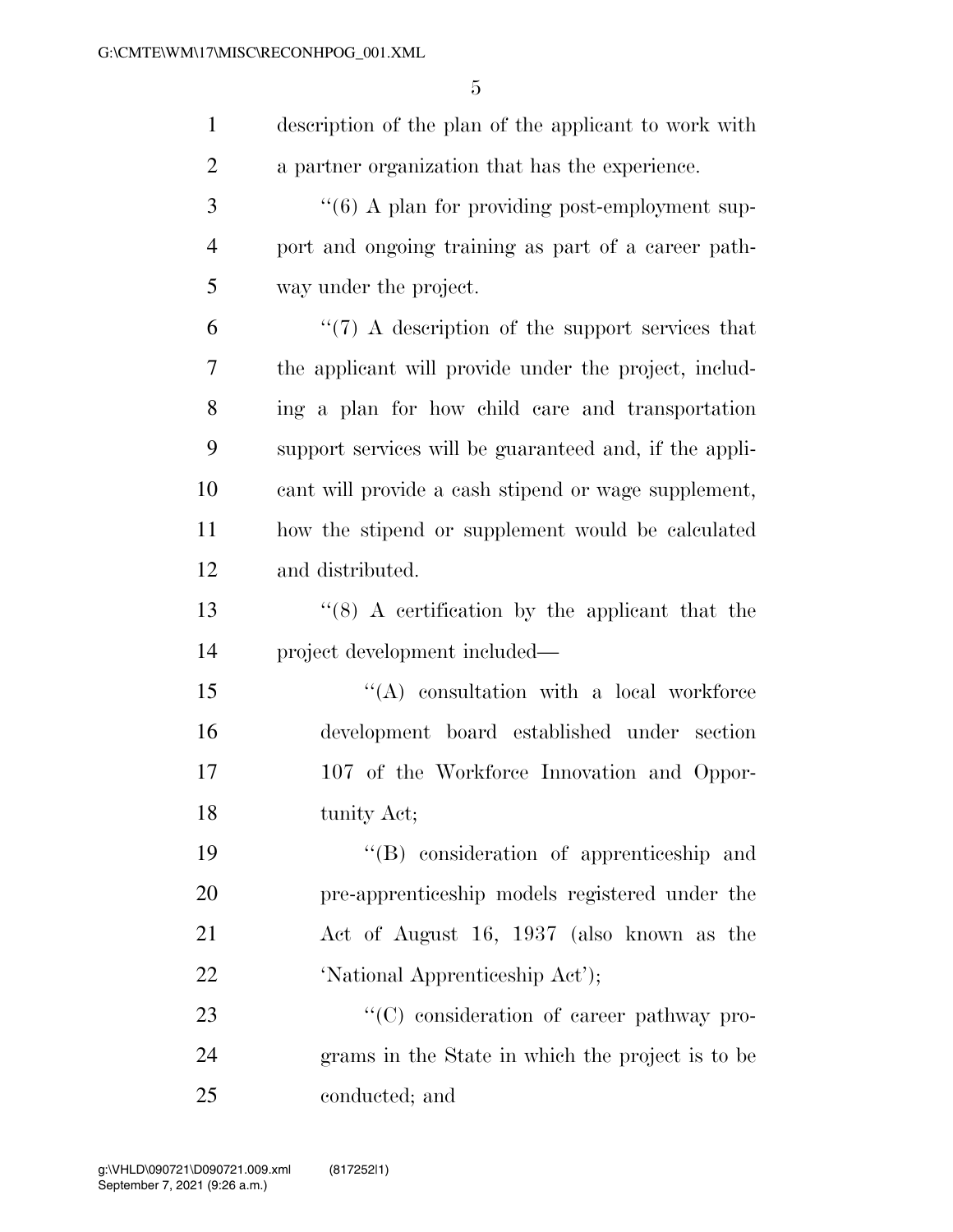description of the plan of the applicant to work with a partner organization that has the experience.

''(6) A plan for providing post-employment support and ongoing training as part of a career pathway under the project.

''(7) A description of the support services that the applicant will provide under the project, including a plan for how child care and transportation support services will be guaranteed and, if the applicant will provide a cash stipend or wage supplement, how the stipend or supplement would be calculated and distributed.

''(8) A certification by the applicant that the project development included—

''(A) consultation with a local workforce development board established under section 107 of the Workforce Innovation and Opportunity Act;

''(B) consideration of apprenticeship and pre-apprenticeship models registered under the Act of August 16, 1937 (also known as the 'National Apprenticeship Act');

''(C) consideration of career pathway programs in the State in which the project is to be conducted; and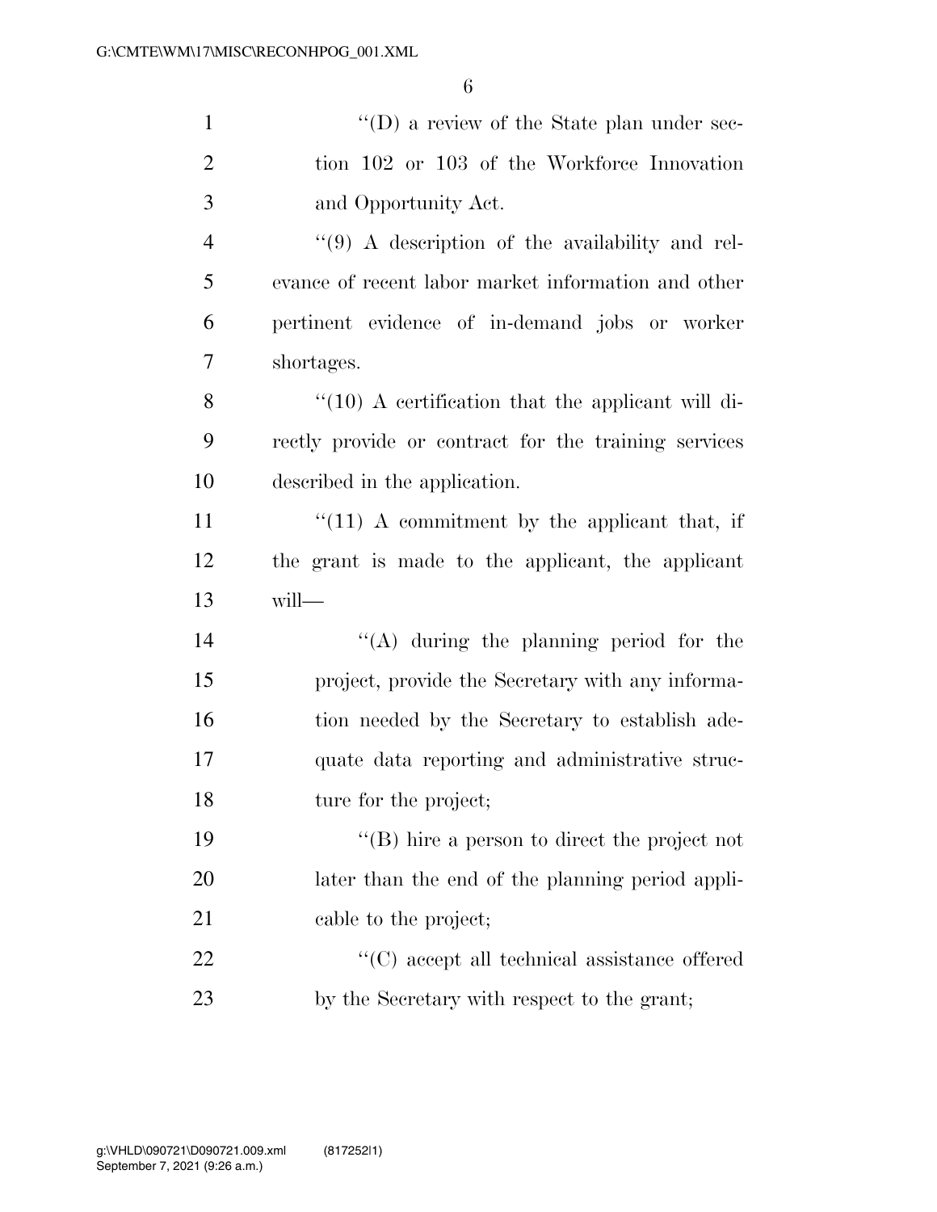''(D) a review of the State plan under section 102 or 103 of the Workforce Innovation and Opportunity Act.

''(9) A description of the availability and relevance of recent labor market information and other pertinent evidence of in-demand jobs or worker shortages.

''(10) A certification that the applicant will directly provide or contract for the training services described in the application.

''(11) A commitment by the applicant that, if the grant is made to the applicant, the applicant will—

''(A) during the planning period for the project, provide the Secretary with any information needed by the Secretary to establish adequate data reporting and administrative structure for the project;

''(B) hire a person to direct the project not later than the end of the planning period applicable to the project;

''(C) accept all technical assistance offered by the Secretary with respect to the grant;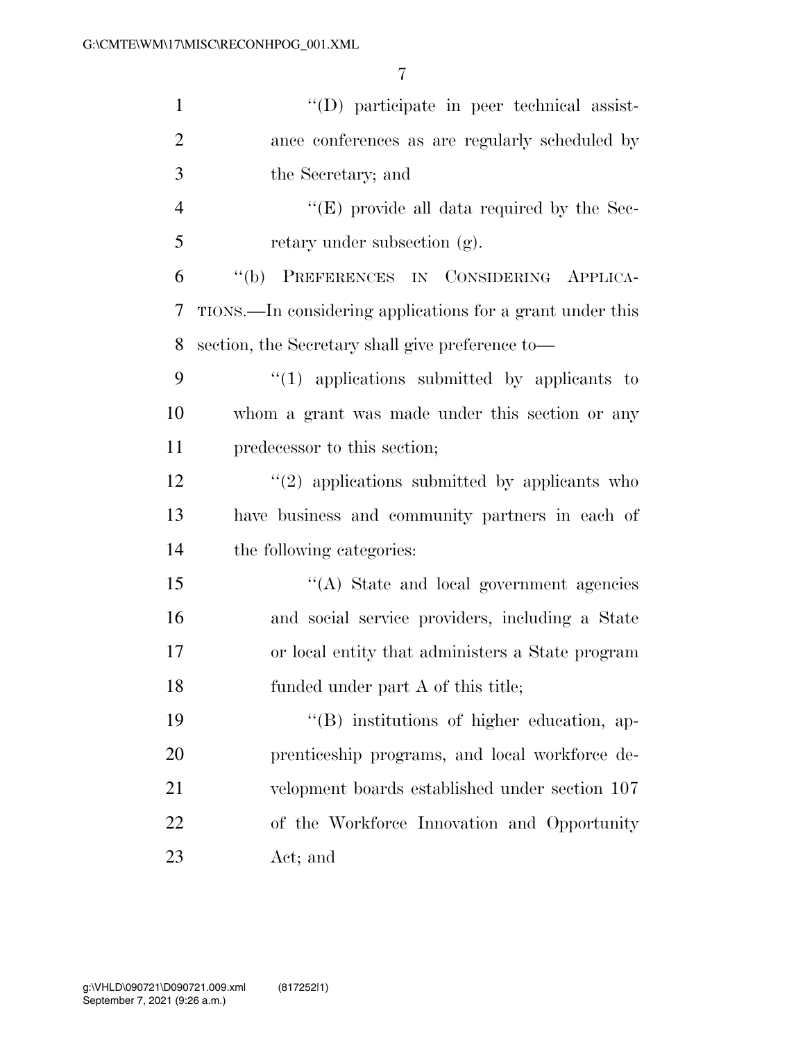''(D) participate in peer technical assistance conferences as are regularly scheduled by the Secretary; and

''(E) provide all data required by the Secretary under subsection (g).

''(b) PREFERENCES IN CONSIDERING APPLICATIONS.—In considering applications for a grant under this section, the Secretary shall give preference to—

''(1) applications submitted by applicants to whom a grant was made under this section or any predecessor to this section;

''(2) applications submitted by applicants who have business and community partners in each of the following categories:

''(A) State and local government agencies and social service providers, including a State or local entity that administers a State program funded under part A of this title;

''(B) institutions of higher education, apprenticeship programs, and local workforce development boards established under section 107 of the Workforce Innovation and Opportunity Act; and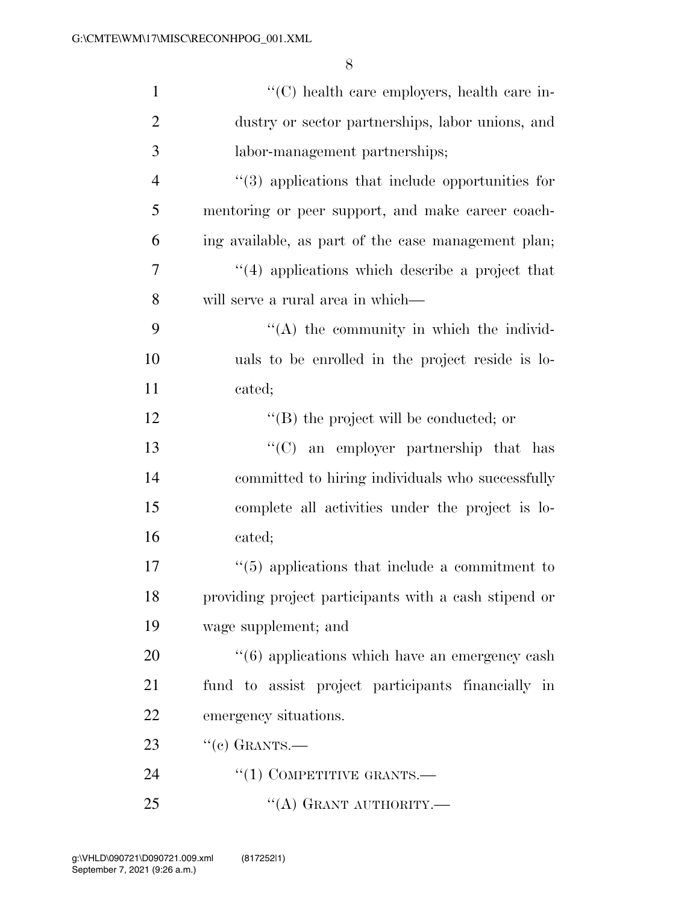''(C) health care employers, health care industry or sector partnerships, labor unions, and labor-management partnerships;

''(3) applications that include opportunities for mentoring or peer support, and make career coaching available, as part of the case management plan;

''(4) applications which describe a project that will serve a rural area in which—

''(A) the community in which the individuals to be enrolled in the project reside is located;

''(B) the project will be conducted; or

''(C) an employer partnership that has committed to hiring individuals who successfully complete all activities under the project is located;

''(5) applications that include a commitment to providing project participants with a cash stipend or wage supplement; and

''(6) applications which have an emergency cash fund to assist project participants financially in emergency situations.

''(c) GRANTS.—

''(1) COMPETITIVE GRANTS.—

''(A) GRANT AUTHORITY.—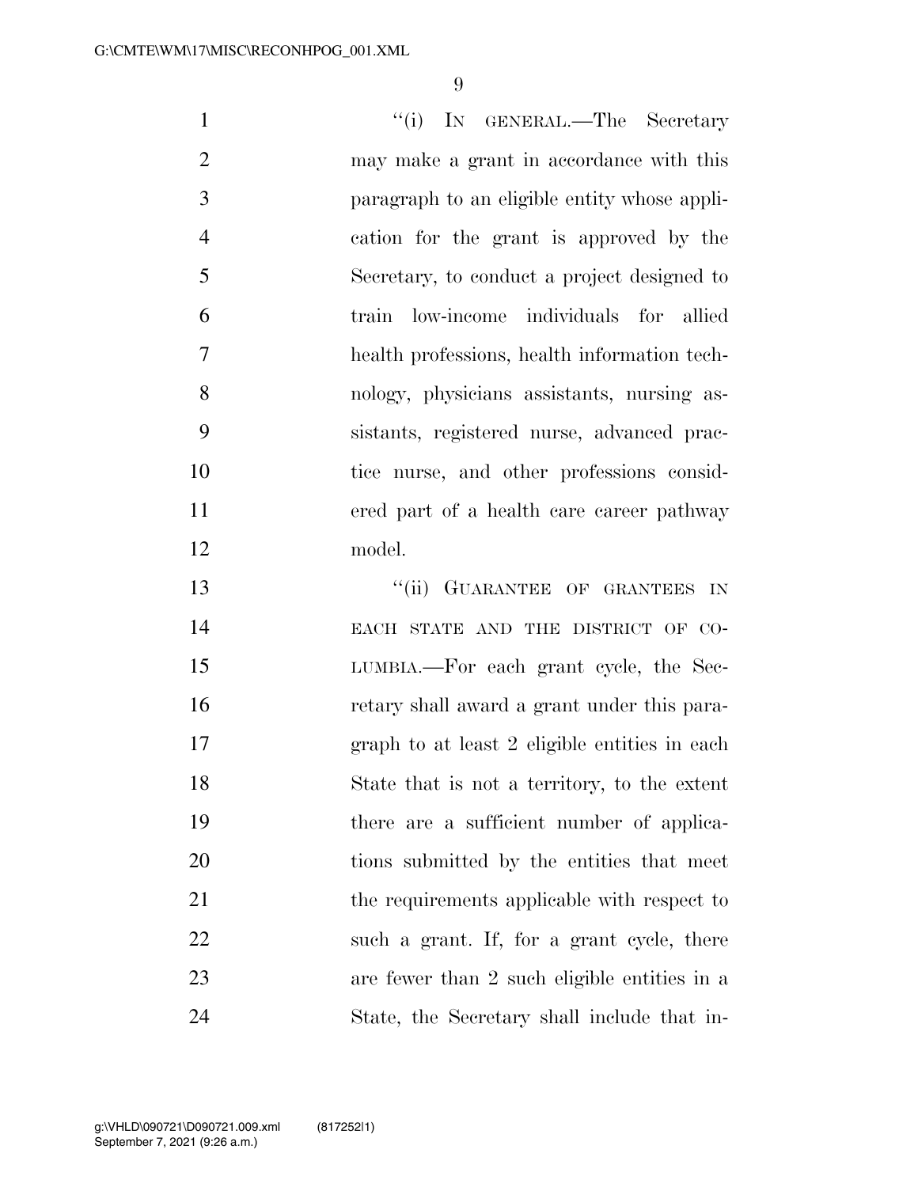"(i) IN GENERAL.—The Secretary may make a grant in accordance with this paragraph to an eligible entity whose application for the grant is approved by the Secretary, to conduct a project designed to train low-income individuals for allied health professions, health information technology, physicians assistants, nursing assistants, registered nurse, advanced practice nurse, and other professions considered part of a health care career pathway model.

"(ii) GUARANTEE OF GRANTEES IN EACH STATE AND THE DISTRICT OF COLUMBIA.—For each grant cycle, the Secretary shall award a grant under this paragraph to at least 2 eligible entities in each State that is not a territory, to the extent there are a sufficient number of applications submitted by the entities that meet the requirements applicable with respect to such a grant. If, for a grant cycle, there are fewer than 2 such eligible entities in a State, the Secretary shall include that in-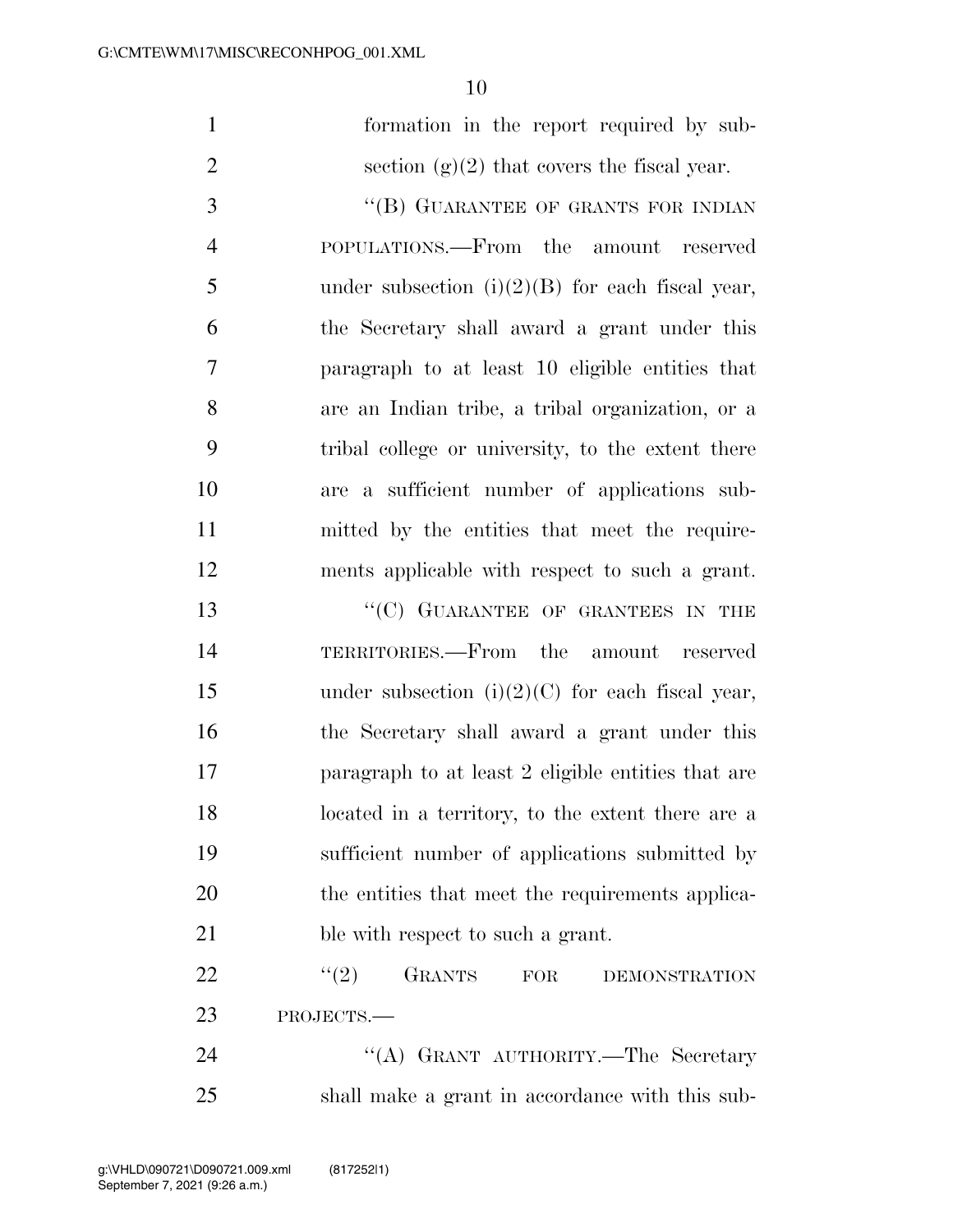formation in the report required by subsection (g)(2) that covers the fiscal year.

"(B) GUARANTEE OF GRANTS FOR INDIAN POPULATIONS.—From the amount reserved under subsection (i)(2)(B) for each fiscal year, the Secretary shall award a grant under this paragraph to at least 10 eligible entities that are an Indian tribe, a tribal organization, or a tribal college or university, to the extent there are a sufficient number of applications submitted by the entities that meet the requirements applicable with respect to such a grant.

"(C) GUARANTEE OF GRANTEES IN THE TERRITORIES.—From the amount reserved under subsection (i)(2)(C) for each fiscal year, the Secretary shall award a grant under this paragraph to at least 2 eligible entities that are located in a territory, to the extent there are a sufficient number of applications submitted by the entities that meet the requirements applicable with respect to such a grant.

"(2) GRANTS FOR DEMONSTRATION PROJECTS.—

"(A) GRANT AUTHORITY.—The Secretary shall make a grant in accordance with this sub-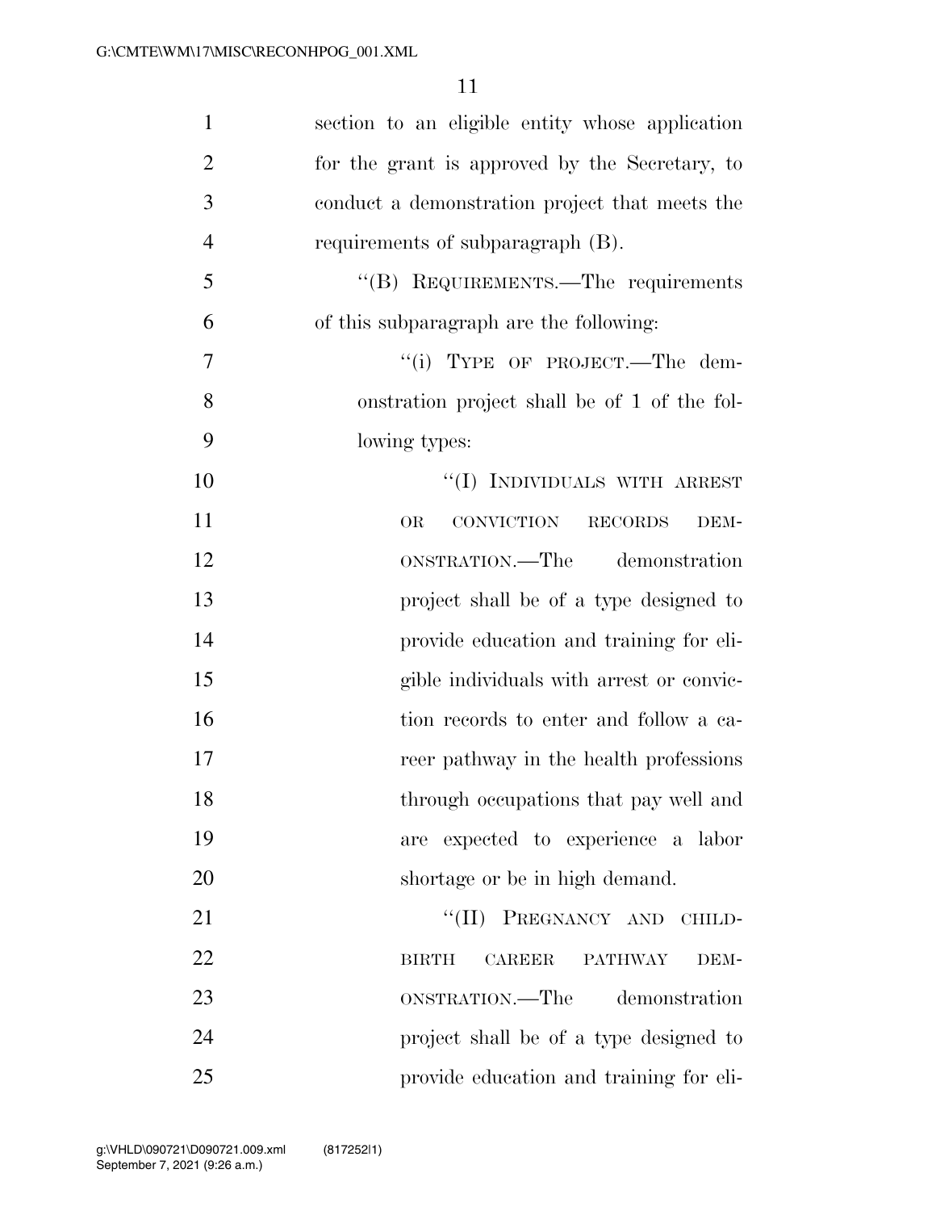section to an eligible entity whose application for the grant is approved by the Secretary, to conduct a demonstration project that meets the requirements of subparagraph (B).

"(B) REQUIREMENTS.—The requirements of this subparagraph are the following:

"(i) TYPE OF PROJECT.—The demonstration project shall be of 1 of the following types:

"(I) INDIVIDUALS WITH ARREST OR CONVICTION RECORDS DEMONSTRATION.—The demonstration project shall be of a type designed to provide education and training for eligible individuals with arrest or conviction records to enter and follow a career pathway in the health professions through occupations that pay well and are expected to experience a labor shortage or be in high demand.

"(II) PREGNANCY AND CHILDBIRTH CAREER PATHWAY DEMONSTRATION.—The demonstration project shall be of a type designed to provide education and training for eli-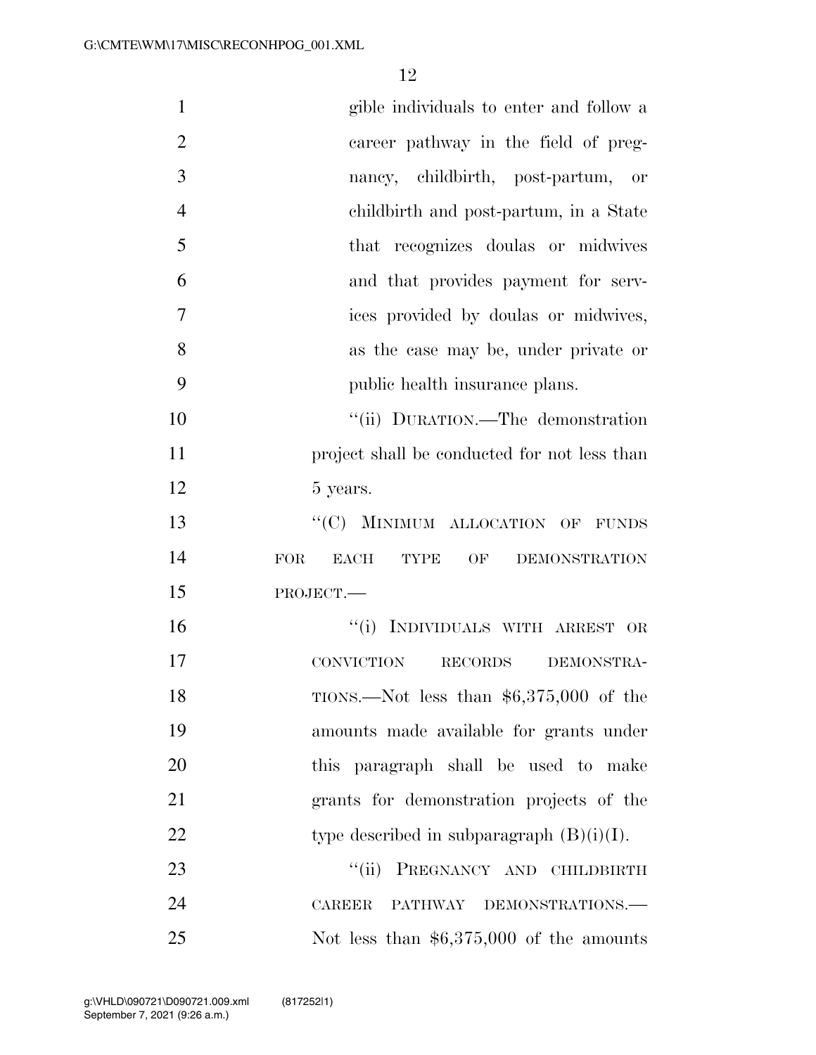gible individuals to enter and follow a career pathway in the field of pregnancy, childbirth, post-partum, or childbirth and post-partum, in a State that recognizes doulas or midwives and that provides payment for services provided by doulas or midwives, as the case may be, under private or public health insurance plans.

''(ii) DURATION.—The demonstration project shall be conducted for not less than 5 years.

''(C) MINIMUM ALLOCATION OF FUNDS FOR EACH TYPE OF DEMONSTRATION PROJECT.—

''(i) INDIVIDUALS WITH ARREST OR CONVICTION RECORDS DEMONSTRATIONS.—Not less than $6,375,000 of the amounts made available for grants under this paragraph shall be used to make grants for demonstration projects of the type described in subparagraph (B)(i)(I).

''(ii) PREGNANCY AND CHILDBIRTH CAREER PATHWAY DEMONSTRATIONS.— Not less than $6,375,000 of the amounts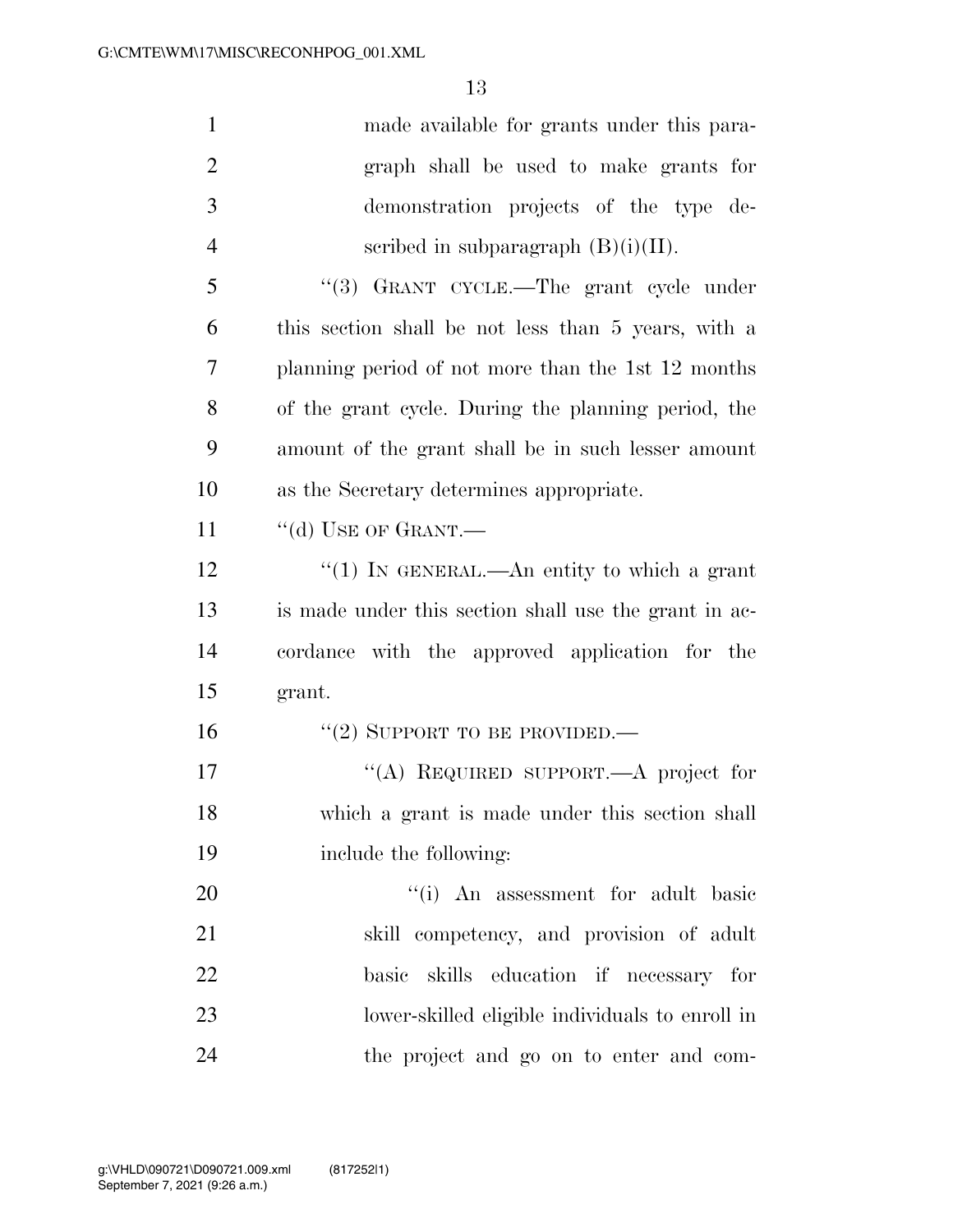made available for grants under this paragraph shall be used to make grants for demonstration projects of the type described in subparagraph (B)(i)(II).

"(3) GRANT CYCLE.—The grant cycle under this section shall be not less than 5 years, with a planning period of not more than the 1st 12 months of the grant cycle. During the planning period, the amount of the grant shall be in such lesser amount as the Secretary determines appropriate.

"(d) USE OF GRANT.—

"(1) IN GENERAL.—An entity to which a grant is made under this section shall use the grant in accordance with the approved application for the grant.

"(2) SUPPORT TO BE PROVIDED.—

"(A) REQUIRED SUPPORT.—A project for which a grant is made under this section shall include the following:

"(i) An assessment for adult basic skill competency, and provision of adult basic skills education if necessary for lower-skilled eligible individuals to enroll in the project and go on to enter and com-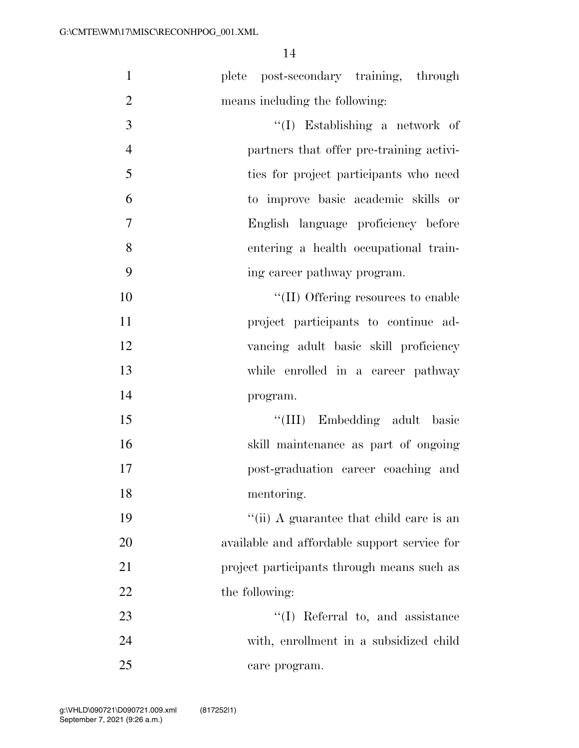plete post-secondary training, through means including the following:

"(I) Establishing a network of partners that offer pre-training activities for project participants who need to improve basic academic skills or English language proficiency before entering a health occupational training career pathway program.

"(II) Offering resources to enable project participants to continue advancing adult basic skill proficiency while enrolled in a career pathway program.

"(III) Embedding adult basic skill maintenance as part of ongoing post-graduation career coaching and mentoring.

"(ii) A guarantee that child care is an available and affordable support service for project participants through means such as the following:

"(I) Referral to, and assistance with, enrollment in a subsidized child care program.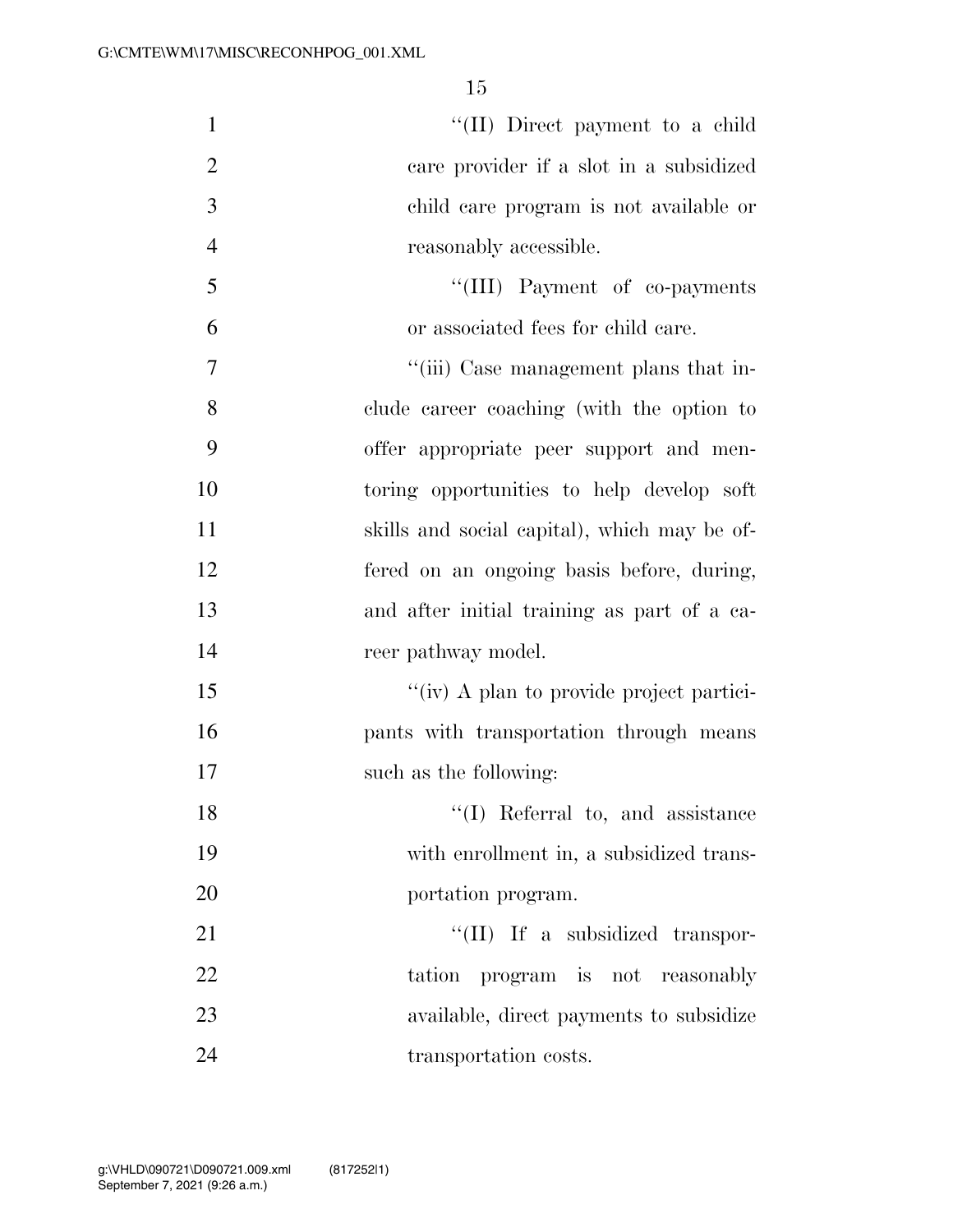"(II) Direct payment to a child care provider if a slot in a subsidized child care program is not available or reasonably accessible.

"(III) Payment of co-payments or associated fees for child care.

"(iii) Case management plans that include career coaching (with the option to offer appropriate peer support and mentoring opportunities to help develop soft skills and social capital), which may be offered on an ongoing basis before, during, and after initial training as part of a career pathway model.

"(iv) A plan to provide project participants with transportation through means such as the following:

"(I) Referral to, and assistance with enrollment in, a subsidized transportation program.

"(II) If a subsidized transportation program is not reasonably available, direct payments to subsidize transportation costs.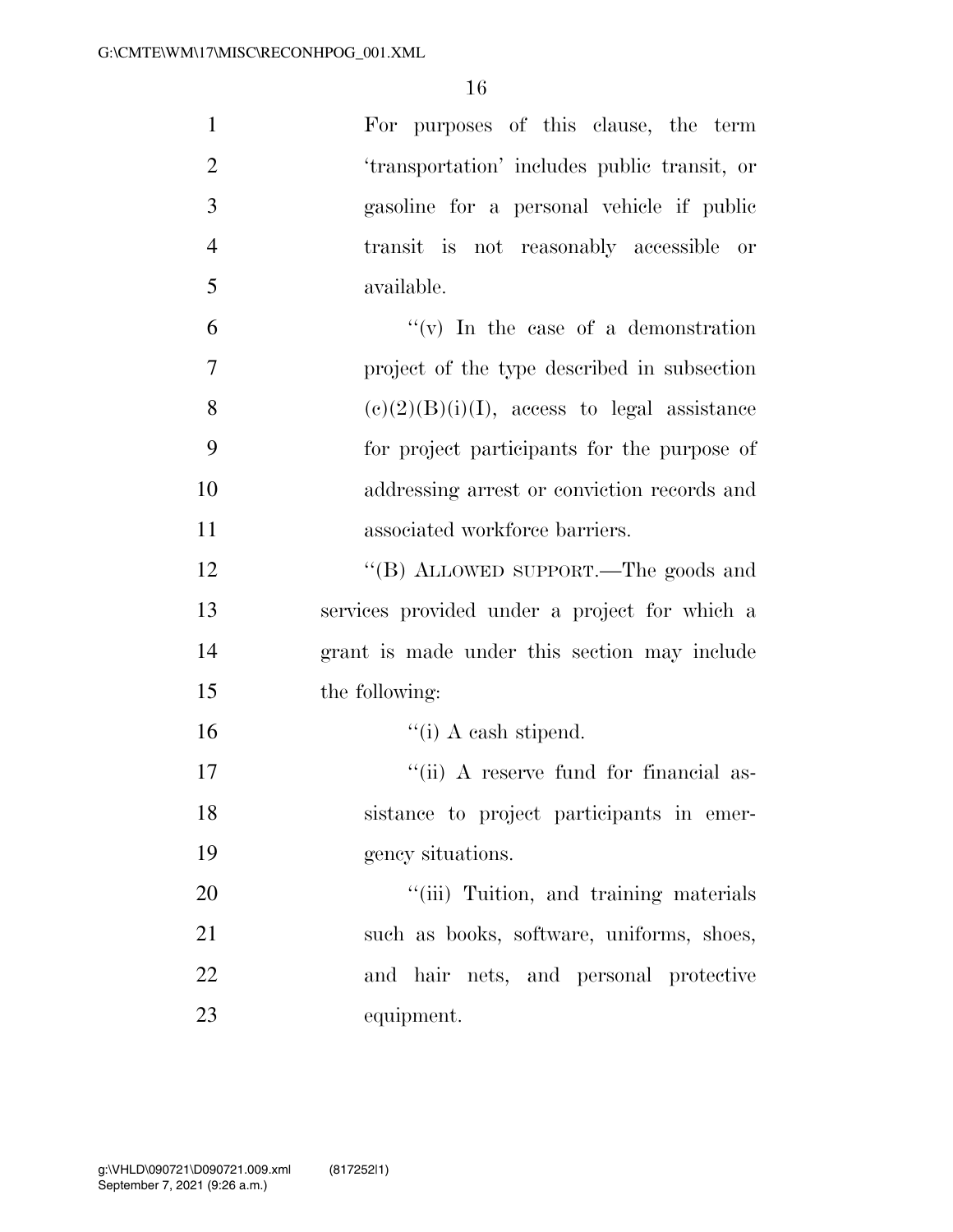For purposes of this clause, the term 'transportation' includes public transit, or gasoline for a personal vehicle if public transit is not reasonably accessible or available.

''(v) In the case of a demonstration project of the type described in subsection (c)(2)(B)(i)(I), access to legal assistance for project participants for the purpose of addressing arrest or conviction records and associated workforce barriers.

''(B) ALLOWED SUPPORT.—The goods and services provided under a project for which a grant is made under this section may include the following:

''(i) A cash stipend.

''(ii) A reserve fund for financial assistance to project participants in emergency situations.

''(iii) Tuition, and training materials such as books, software, uniforms, shoes, and hair nets, and personal protective equipment.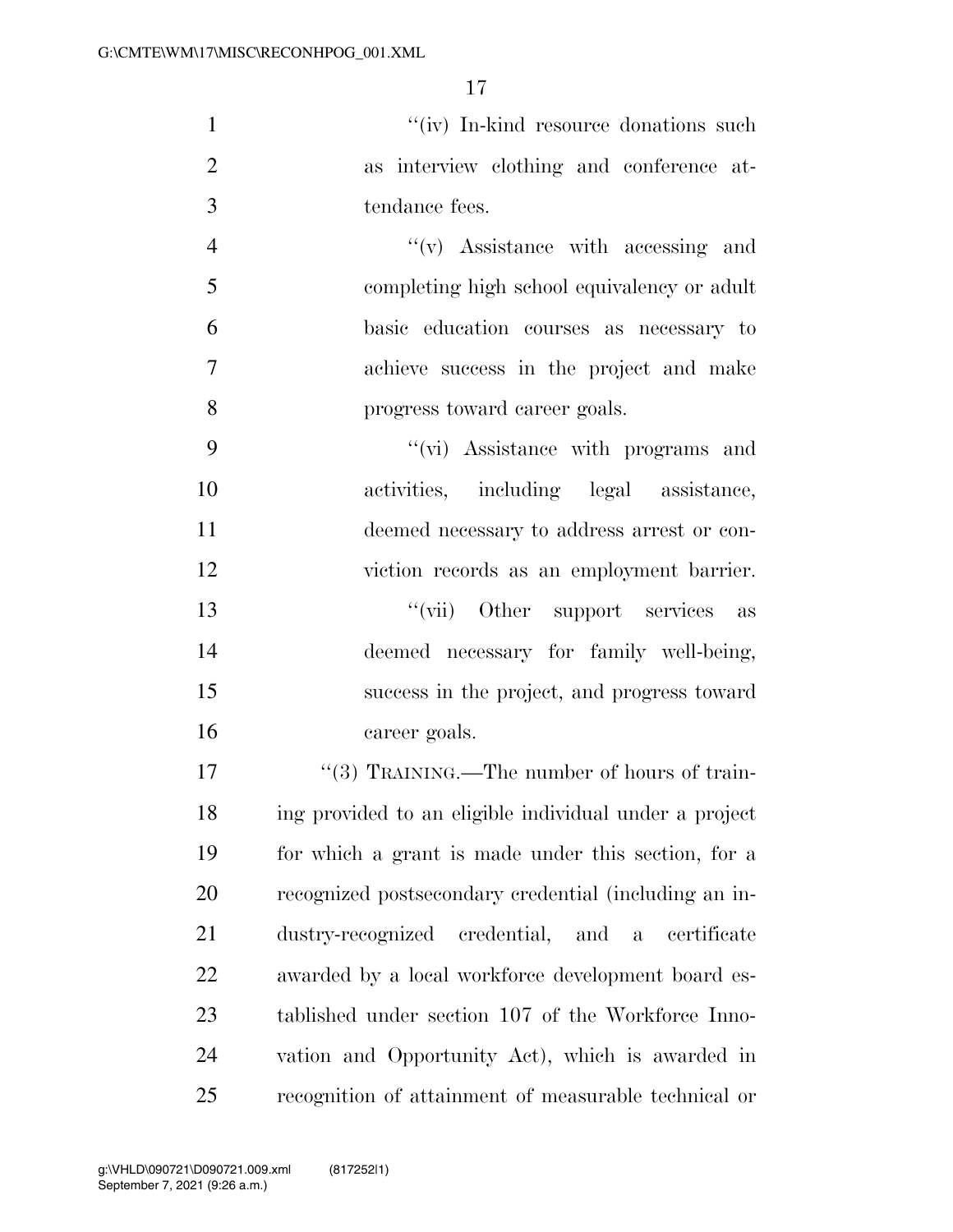"(iv) In-kind resource donations such as interview clothing and conference attendance fees.

"(v) Assistance with accessing and completing high school equivalency or adult basic education courses as necessary to achieve success in the project and make progress toward career goals.

"(vi) Assistance with programs and activities, including legal assistance, deemed necessary to address arrest or conviction records as an employment barrier.

"(vii) Other support services as deemed necessary for family well-being, success in the project, and progress toward career goals.

"(3) TRAINING.—The number of hours of training provided to an eligible individual under a project for which a grant is made under this section, for a recognized postsecondary credential (including an industry-recognized credential, and a certificate awarded by a local workforce development board established under section 107 of the Workforce Innovation and Opportunity Act), which is awarded in recognition of attainment of measurable technical or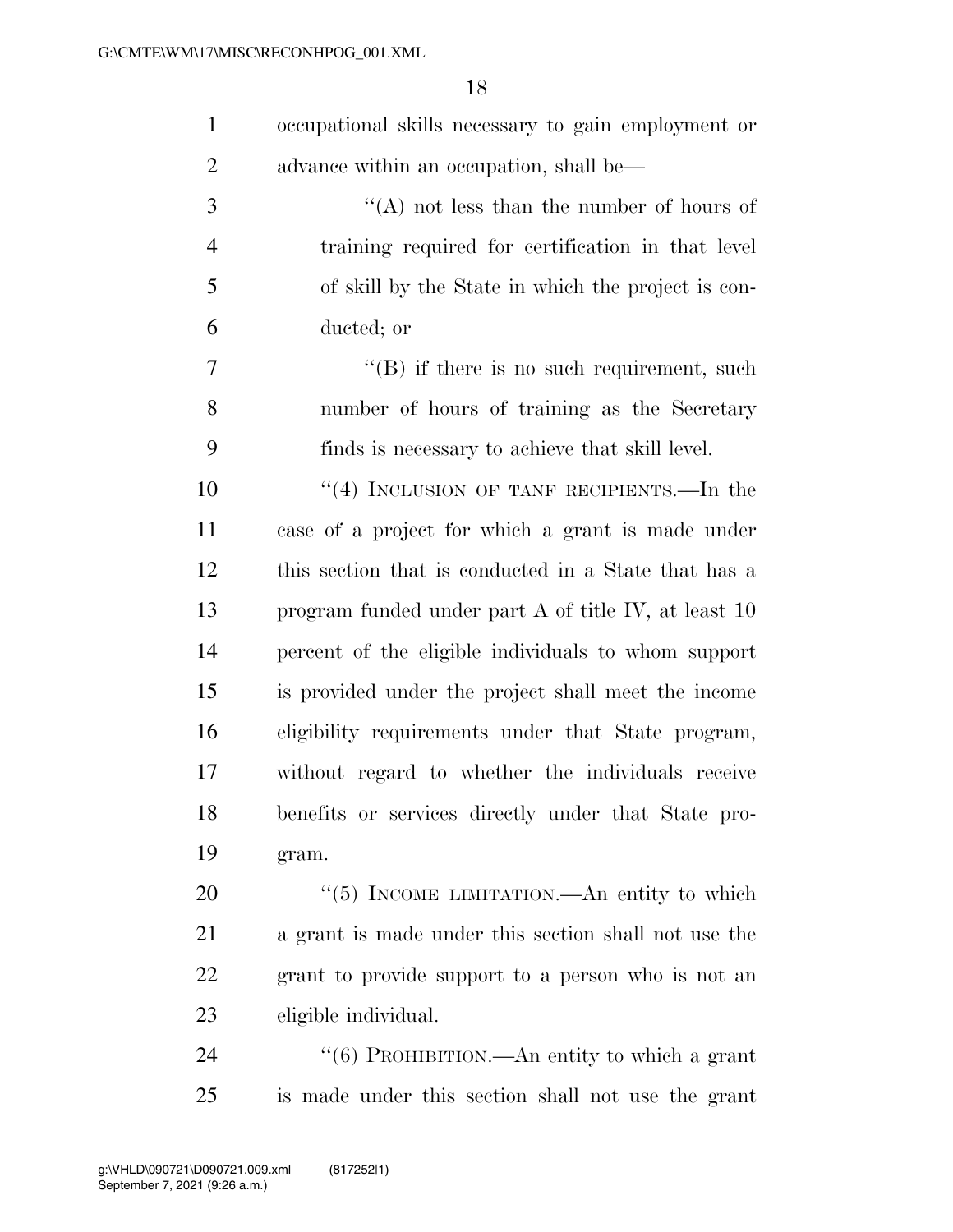occupational skills necessary to gain employment or advance within an occupation, shall be—

''(A) not less than the number of hours of training required for certification in that level of skill by the State in which the project is conducted; or

''(B) if there is no such requirement, such number of hours of training as the Secretary finds is necessary to achieve that skill level.

''(4) INCLUSION OF TANF RECIPIENTS.—In the case of a project for which a grant is made under this section that is conducted in a State that has a program funded under part A of title IV, at least 10 percent of the eligible individuals to whom support is provided under the project shall meet the income eligibility requirements under that State program, without regard to whether the individuals receive benefits or services directly under that State program.

''(5) INCOME LIMITATION.—An entity to which a grant is made under this section shall not use the grant to provide support to a person who is not an eligible individual.

''(6) PROHIBITION.—An entity to which a grant is made under this section shall not use the grant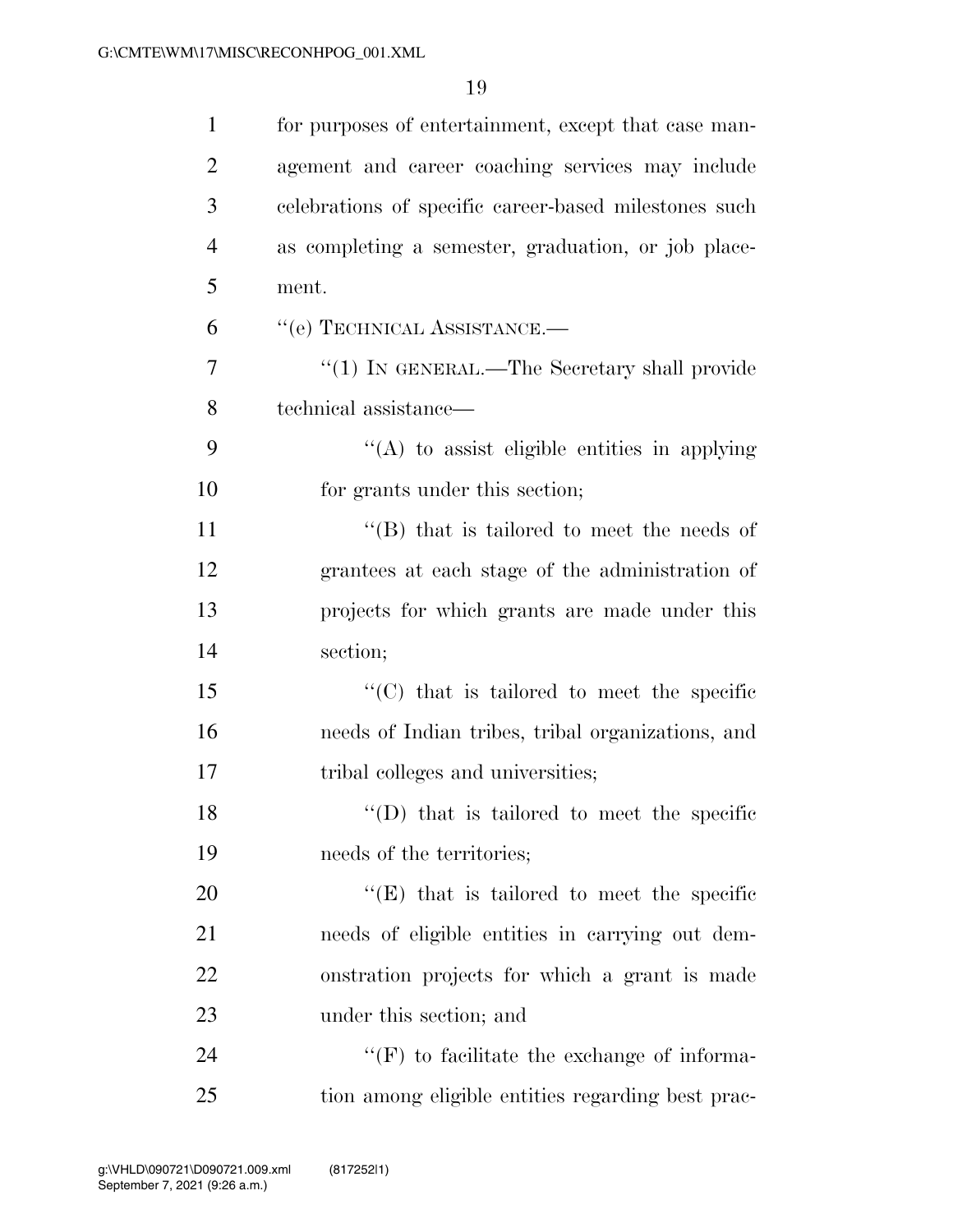for purposes of entertainment, except that case management and career coaching services may include celebrations of specific career-based milestones such as completing a semester, graduation, or job placement.

"(e) TECHNICAL ASSISTANCE.—

"(1) IN GENERAL.—The Secretary shall provide technical assistance—

"(A) to assist eligible entities in applying for grants under this section;

"(B) that is tailored to meet the needs of grantees at each stage of the administration of projects for which grants are made under this section;

"(C) that is tailored to meet the specific needs of Indian tribes, tribal organizations, and tribal colleges and universities;

"(D) that is tailored to meet the specific needs of the territories;

"(E) that is tailored to meet the specific needs of eligible entities in carrying out demonstration projects for which a grant is made under this section; and

"(F) to facilitate the exchange of information among eligible entities regarding best prac-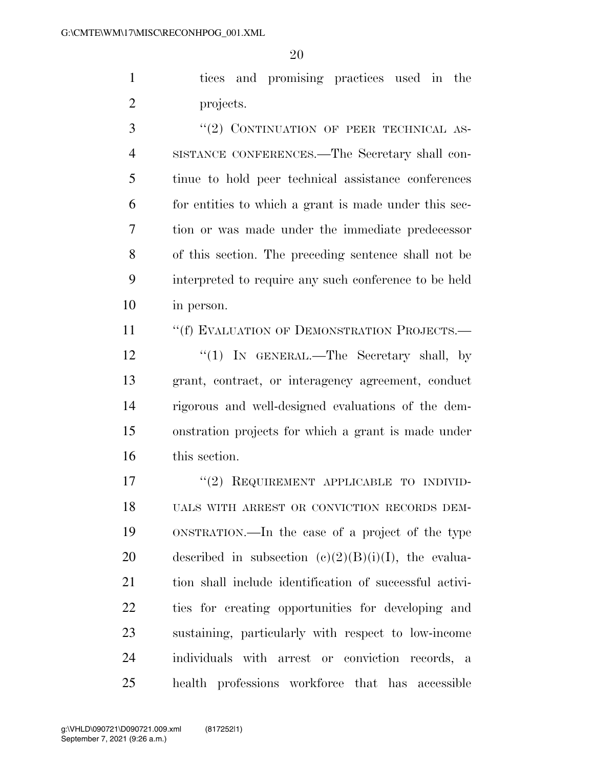tices and promising practices used in the projects.

"(2) CONTINUATION OF PEER TECHNICAL ASSISTANCE CONFERENCES.—The Secretary shall continue to hold peer technical assistance conferences for entities to which a grant is made under this section or was made under the immediate predecessor of this section. The preceding sentence shall not be interpreted to require any such conference to be held in person.

"(f) EVALUATION OF DEMONSTRATION PROJECTS.—

"(1) IN GENERAL.—The Secretary shall, by grant, contract, or interagency agreement, conduct rigorous and well-designed evaluations of the demonstration projects for which a grant is made under this section.

"(2) REQUIREMENT APPLICABLE TO INDIVIDUALS WITH ARREST OR CONVICTION RECORDS DEMONSTRATION.—In the case of a project of the type described in subsection (c)(2)(B)(i)(I), the evaluation shall include identification of successful activities for creating opportunities for developing and sustaining, particularly with respect to low-income individuals with arrest or conviction records, a health professions workforce that has accessible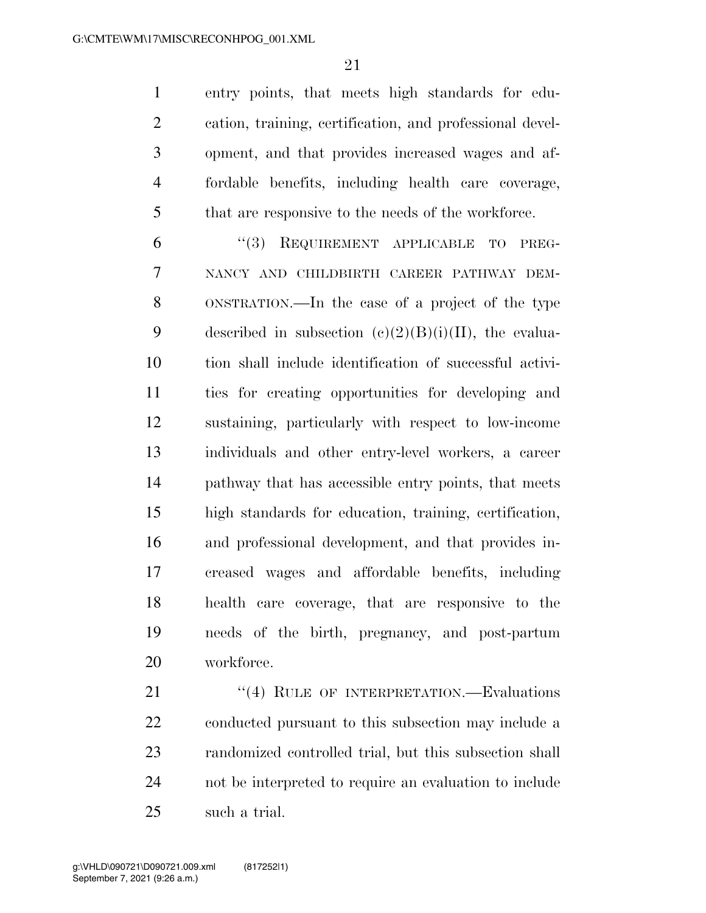entry points, that meets high standards for education, training, certification, and professional development, and that provides increased wages and affordable benefits, including health care coverage, that are responsive to the needs of the workforce.

"(3) REQUIREMENT APPLICABLE TO PREGNANCY AND CHILDBIRTH CAREER PATHWAY DEMONSTRATION.—In the case of a project of the type described in subsection (c)(2)(B)(i)(II), the evaluation shall include identification of successful activities for creating opportunities for developing and sustaining, particularly with respect to low-income individuals and other entry-level workers, a career pathway that has accessible entry points, that meets high standards for education, training, certification, and professional development, and that provides increased wages and affordable benefits, including health care coverage, that are responsive to the needs of the birth, pregnancy, and post-partum workforce.

"(4) RULE OF INTERPRETATION.—Evaluations conducted pursuant to this subsection may include a randomized controlled trial, but this subsection shall not be interpreted to require an evaluation to include such a trial.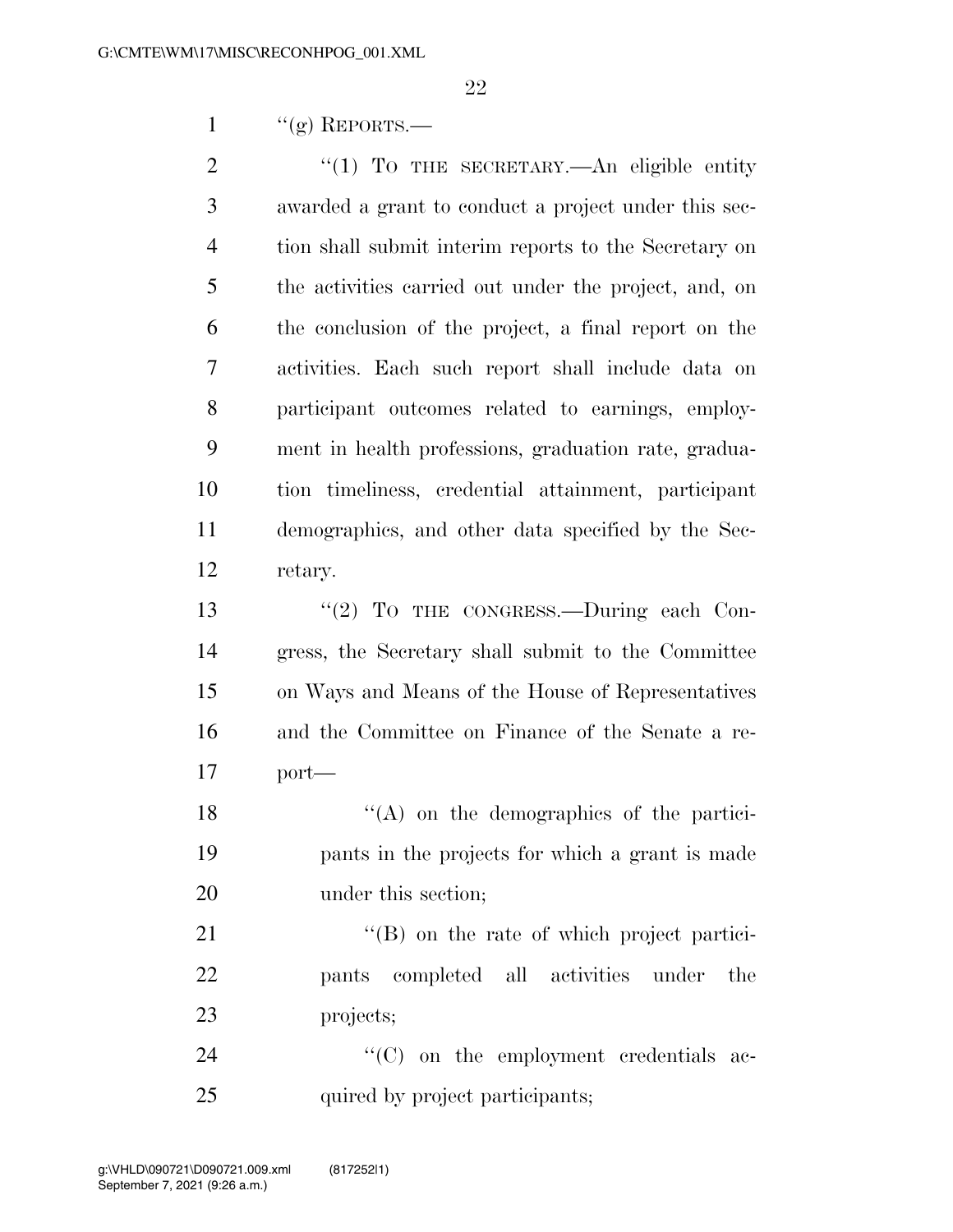"(g) REPORTS.—

"(1) TO THE SECRETARY.—An eligible entity awarded a grant to conduct a project under this section shall submit interim reports to the Secretary on the activities carried out under the project, and, on the conclusion of the project, a final report on the activities. Each such report shall include data on participant outcomes related to earnings, employment in health professions, graduation rate, graduation timeliness, credential attainment, participant demographics, and other data specified by the Secretary.

"(2) TO THE CONGRESS.—During each Congress, the Secretary shall submit to the Committee on Ways and Means of the House of Representatives and the Committee on Finance of the Senate a report—

"(A) on the demographics of the participants in the projects for which a grant is made under this section;

"(B) on the rate of which project participants completed all activities under the projects;

"(C) on the employment credentials acquired by project participants;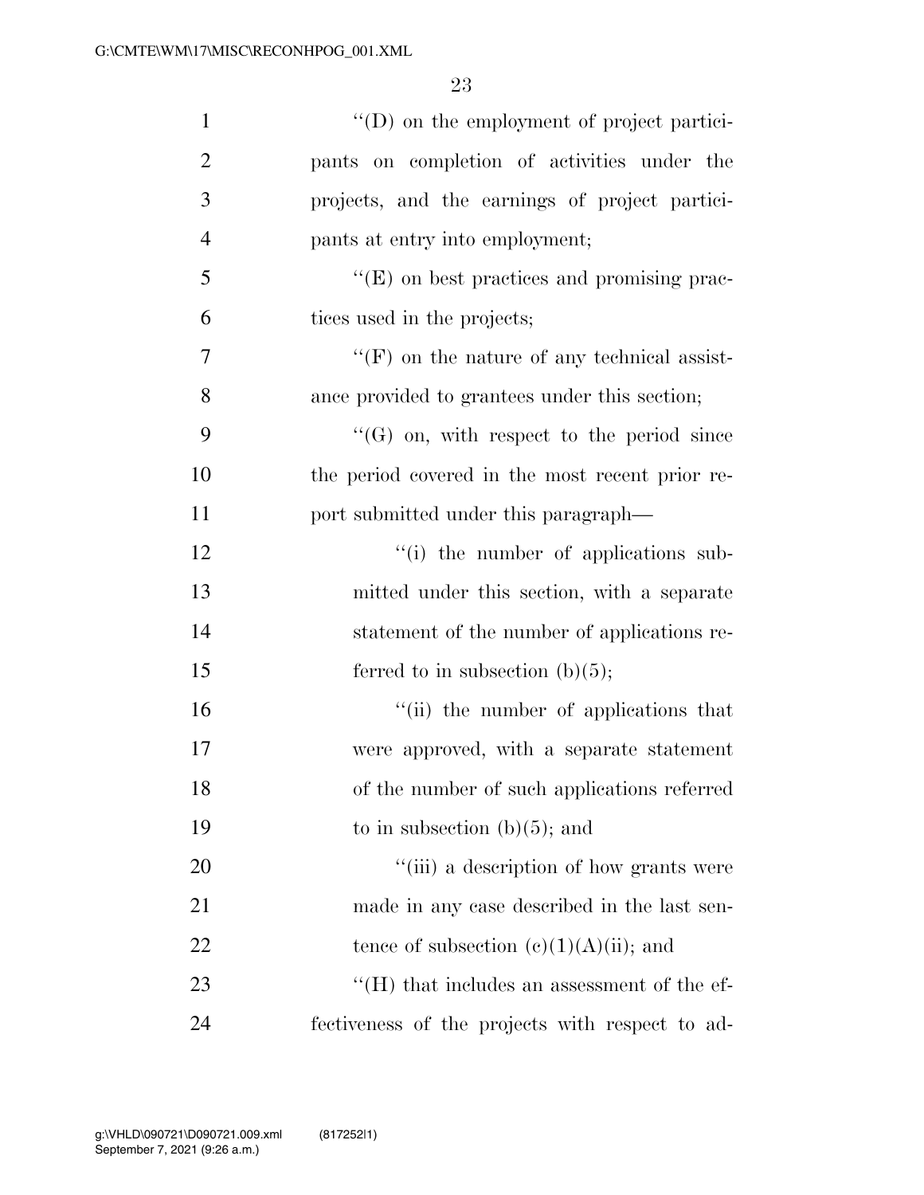''(D) on the employment of project participants on completion of activities under the projects, and the earnings of project participants at entry into employment;

''(E) on best practices and promising practices used in the projects;

''(F) on the nature of any technical assistance provided to grantees under this section;

''(G) on, with respect to the period since the period covered in the most recent prior report submitted under this paragraph—

''(i) the number of applications submitted under this section, with a separate statement of the number of applications referred to in subsection (b)(5);

''(ii) the number of applications that were approved, with a separate statement of the number of such applications referred to in subsection (b)(5); and

''(iii) a description of how grants were made in any case described in the last sentence of subsection (c)(1)(A)(ii); and

''(H) that includes an assessment of the effectiveness of the projects with respect to ad-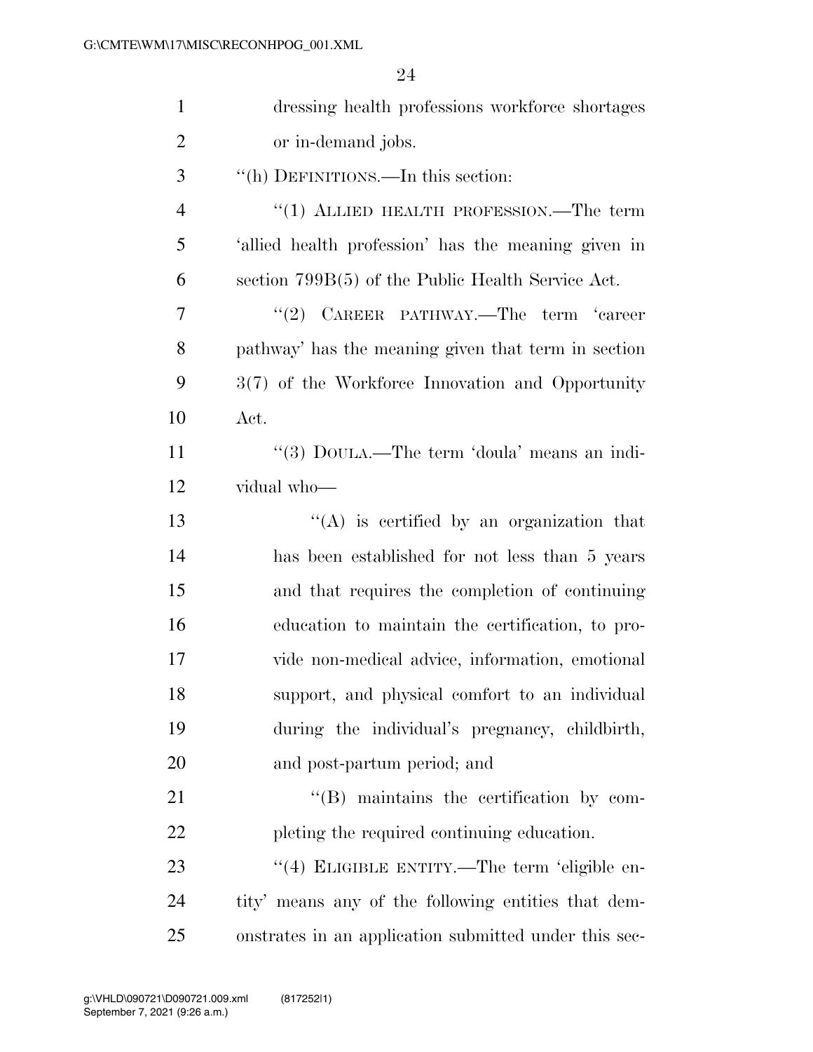dressing health professions workforce shortages or in-demand jobs.

“(h) DEFINITIONS.—In this section:

“(1) ALLIED HEALTH PROFESSION.—The term ‘allied health profession’ has the meaning given in section 799B(5) of the Public Health Service Act.

“(2) CAREER PATHWAY.—The term ‘career pathway’ has the meaning given that term in section 3(7) of the Workforce Innovation and Opportunity Act.

“(3) DOULA.—The term ‘doula’ means an individual who—

“(A) is certified by an organization that has been established for not less than 5 years and that requires the completion of continuing education to maintain the certification, to provide non-medical advice, information, emotional support, and physical comfort to an individual during the individual’s pregnancy, childbirth, and post-partum period; and

“(B) maintains the certification by completing the required continuing education.

“(4) ELIGIBLE ENTITY.—The term ‘eligible entity’ means any of the following entities that demonstrates in an application submitted under this sec-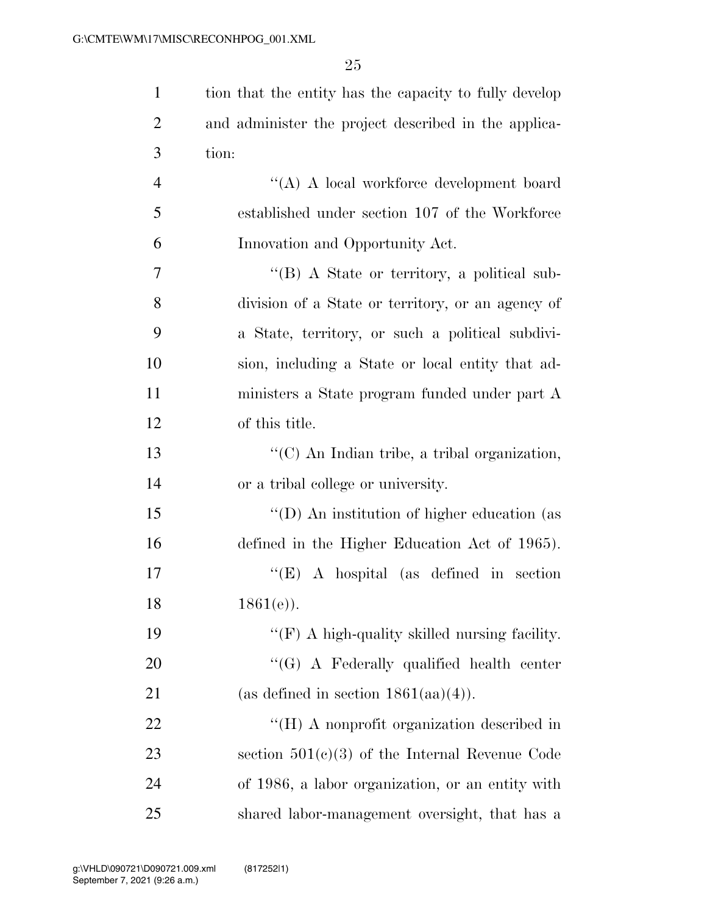tion that the entity has the capacity to fully develop and administer the project described in the application:

"(A) A local workforce development board established under section 107 of the Workforce Innovation and Opportunity Act.

"(B) A State or territory, a political subdivision of a State or territory, or an agency of a State, territory, or such a political subdivision, including a State or local entity that administers a State program funded under part A of this title.

"(C) An Indian tribe, a tribal organization, or a tribal college or university.

"(D) An institution of higher education (as defined in the Higher Education Act of 1965).

"(E) A hospital (as defined in section 1861(e)).

"(F) A high-quality skilled nursing facility.

"(G) A Federally qualified health center (as defined in section 1861(aa)(4)).

"(H) A nonprofit organization described in section 501(c)(3) of the Internal Revenue Code of 1986, a labor organization, or an entity with shared labor-management oversight, that has a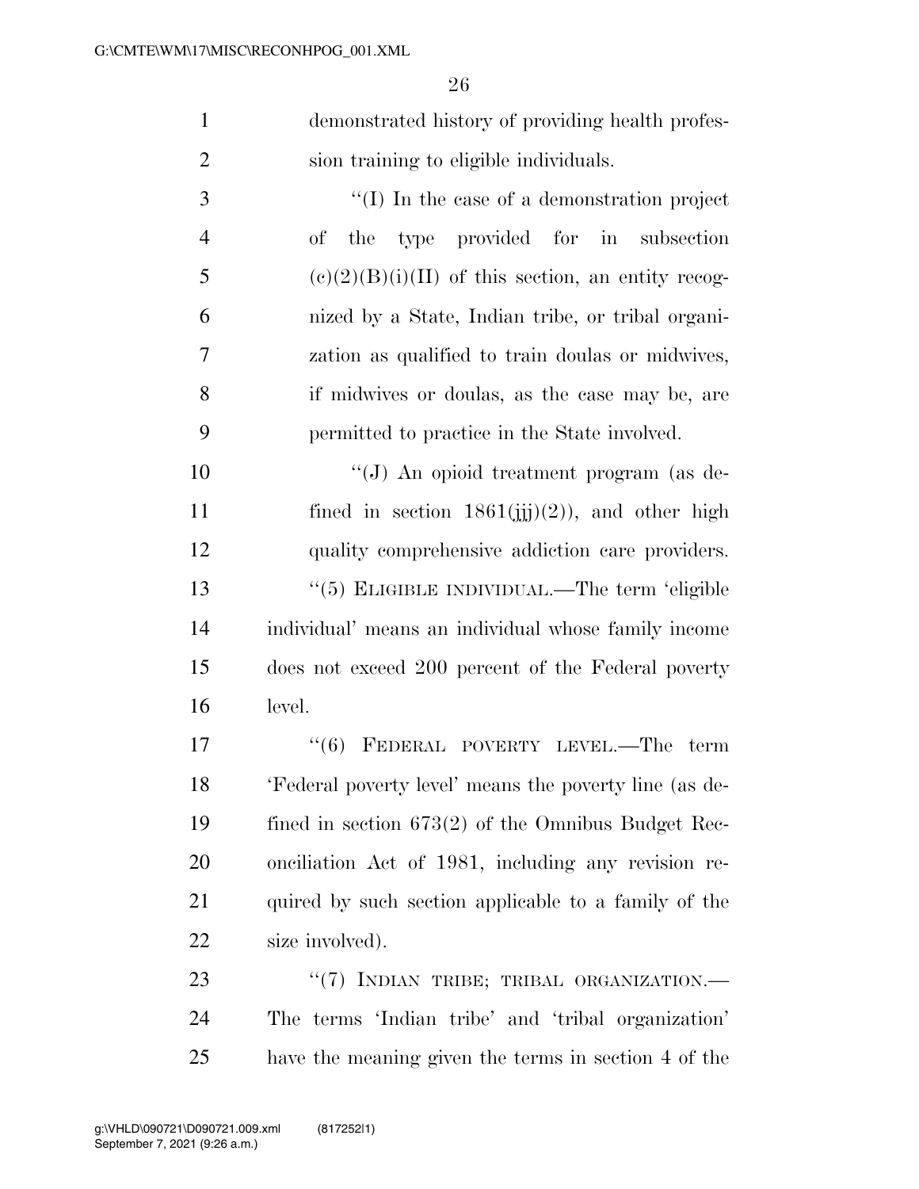demonstrated history of providing health profession training to eligible individuals.

"(I) In the case of a demonstration project of the type provided for in subsection (c)(2)(B)(i)(II) of this section, an entity recognized by a State, Indian tribe, or tribal organization as qualified to train doulas or midwives, if midwives or doulas, as the case may be, are permitted to practice in the State involved.

"(J) An opioid treatment program (as defined in section 1861(jjj)(2)), and other high quality comprehensive addiction care providers.

"(5) ELIGIBLE INDIVIDUAL.—The term 'eligible individual' means an individual whose family income does not exceed 200 percent of the Federal poverty level.

"(6) FEDERAL POVERTY LEVEL.—The term 'Federal poverty level' means the poverty line (as defined in section 673(2) of the Omnibus Budget Reconciliation Act of 1981, including any revision required by such section applicable to a family of the size involved).

"(7) INDIAN TRIBE; TRIBAL ORGANIZATION.—The terms 'Indian tribe' and 'tribal organization' have the meaning given the terms in section 4 of the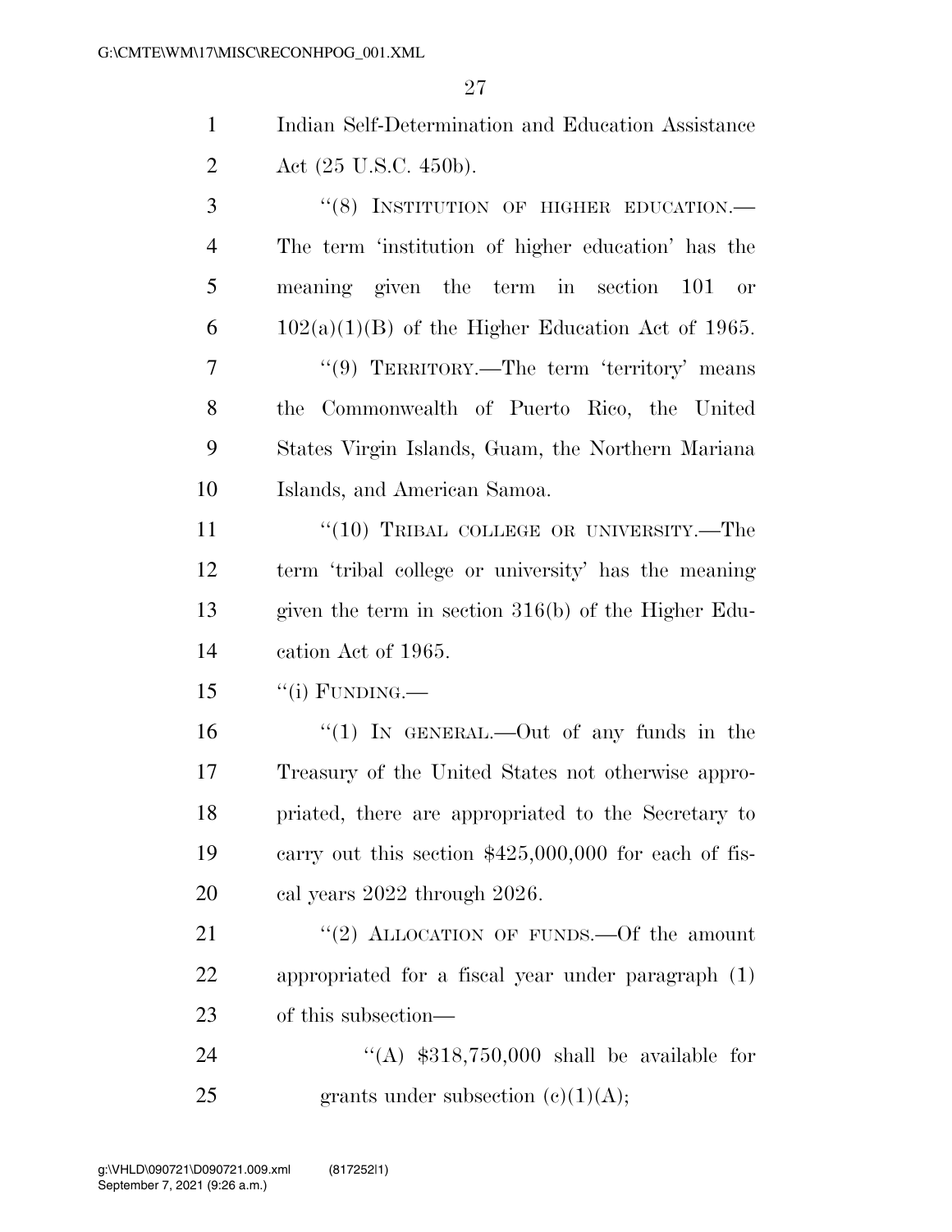Indian Self-Determination and Education Assistance Act (25 U.S.C. 450b).

"(8) INSTITUTION OF HIGHER EDUCATION.— The term 'institution of higher education' has the meaning given the term in section 101 or 102(a)(1)(B) of the Higher Education Act of 1965.

"(9) TERRITORY.—The term 'territory' means the Commonwealth of Puerto Rico, the United States Virgin Islands, Guam, the Northern Mariana Islands, and American Samoa.

"(10) TRIBAL COLLEGE OR UNIVERSITY.—The term 'tribal college or university' has the meaning given the term in section 316(b) of the Higher Education Act of 1965.

"(i) FUNDING.—

"(1) IN GENERAL.—Out of any funds in the Treasury of the United States not otherwise appropriated, there are appropriated to the Secretary to carry out this section $425,000,000 for each of fiscal years 2022 through 2026.

"(2) ALLOCATION OF FUNDS.—Of the amount appropriated for a fiscal year under paragraph (1) of this subsection—

"(A) $318,750,000 shall be available for grants under subsection (c)(1)(A);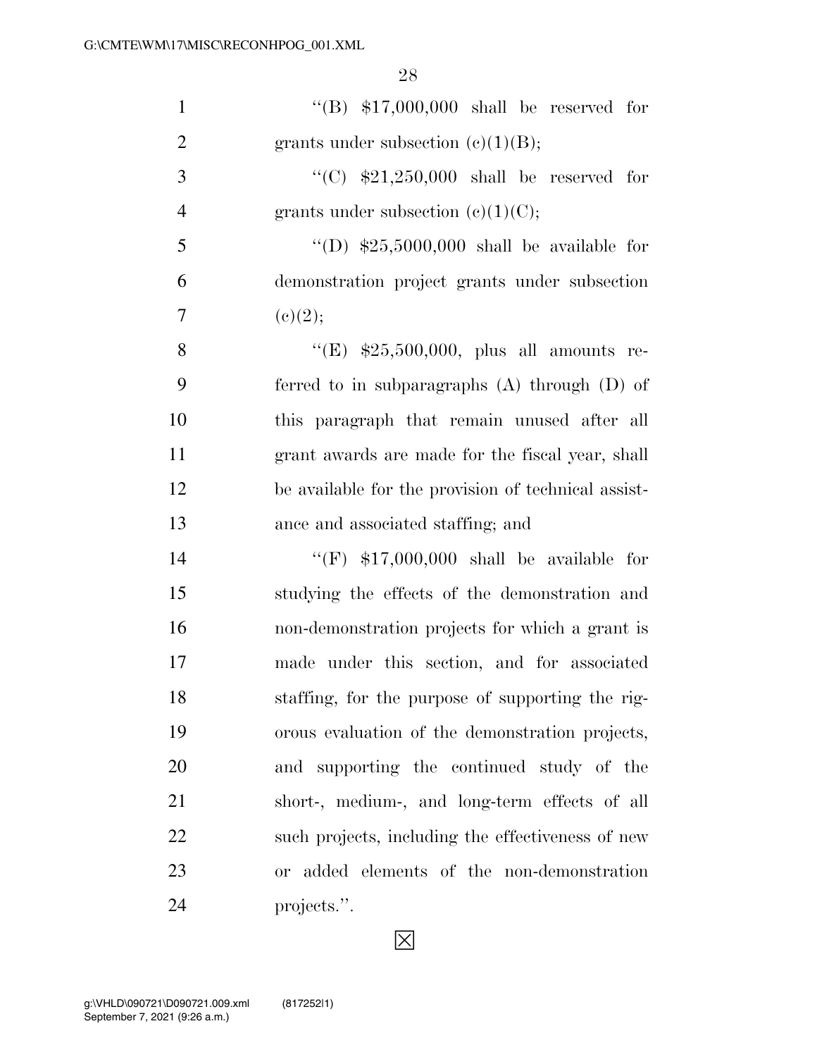"(B) $17,000,000 shall be reserved for grants under subsection (c)(1)(B);

"(C) $21,250,000 shall be reserved for grants under subsection (c)(1)(C);

"(D) $25,5000,000 shall be available for demonstration project grants under subsection (c)(2);

"(E) $25,500,000, plus all amounts referred to in subparagraphs (A) through (D) of this paragraph that remain unused after all grant awards are made for the fiscal year, shall be available for the provision of technical assistance and associated staffing; and

"(F) $17,000,000 shall be available for studying the effects of the demonstration and non-demonstration projects for which a grant is made under this section, and for associated staffing, for the purpose of supporting the rigorous evaluation of the demonstration projects, and supporting the continued study of the short-, medium-, and long-term effects of all such projects, including the effectiveness of new or added elements of the non-demonstration projects.".